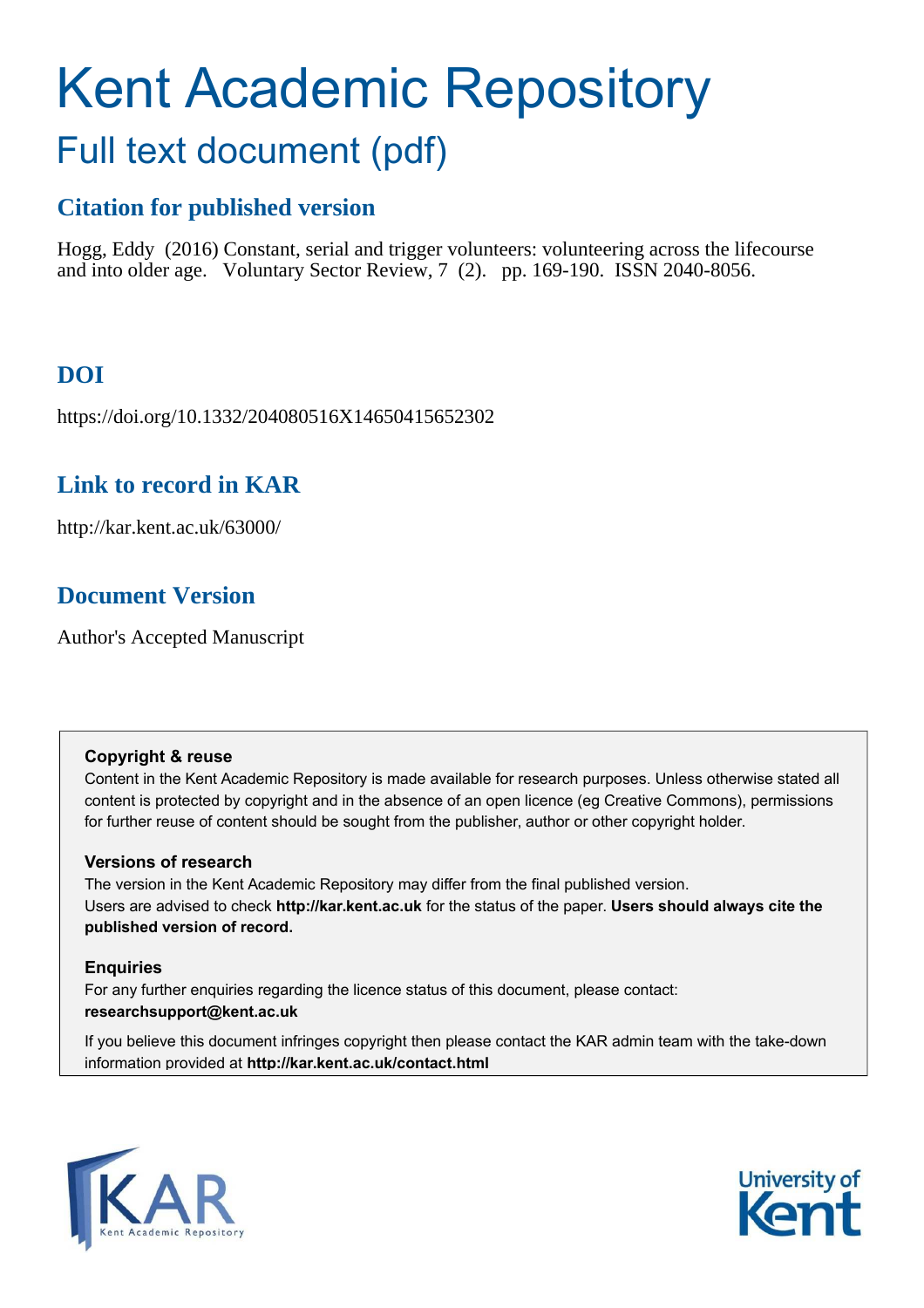# Kent Academic Repository

## Full text document (pdf)

### Citation for published version

Hogg, Eddy (2016) Constant, serial and trigger volunteers: volunteering across the lifecourse and into older age. Voluntary Sector Review, 7 (2). pp. 169-190. ISSN 2040-8056.

### DOI

https://doi.org/10.1332/204080516X14650415652302

### Link to record in KAR

http://kar.kent.ac.uk/63000/

### Document Version

Author's Accepted Manuscript

**Copyright & reuse**

Content in the Kent Academic Repository is made available for research purposes. Unless otherwise stated all content is protected by copyright and in the absence of an open licence (eg Creative Commons), permissions for further reuse of content should be sought from the publisher, author or other copyright holder.

**Versions of research**

The version in the Kent Academic Repository may differ from the final published version. Users are advised to check **http://kar.kent.ac.uk** for the status of the paper. **Users should always cite the published version of record.**

**Enquiries**

For any further enquiries regarding the licence status of this document, please contact: **researchsupport@kent.ac.uk**

If you believe this document infringes copyright then please contact the KAR admin team with the take-down information provided at **http://kar.kent.ac.uk/contact.html**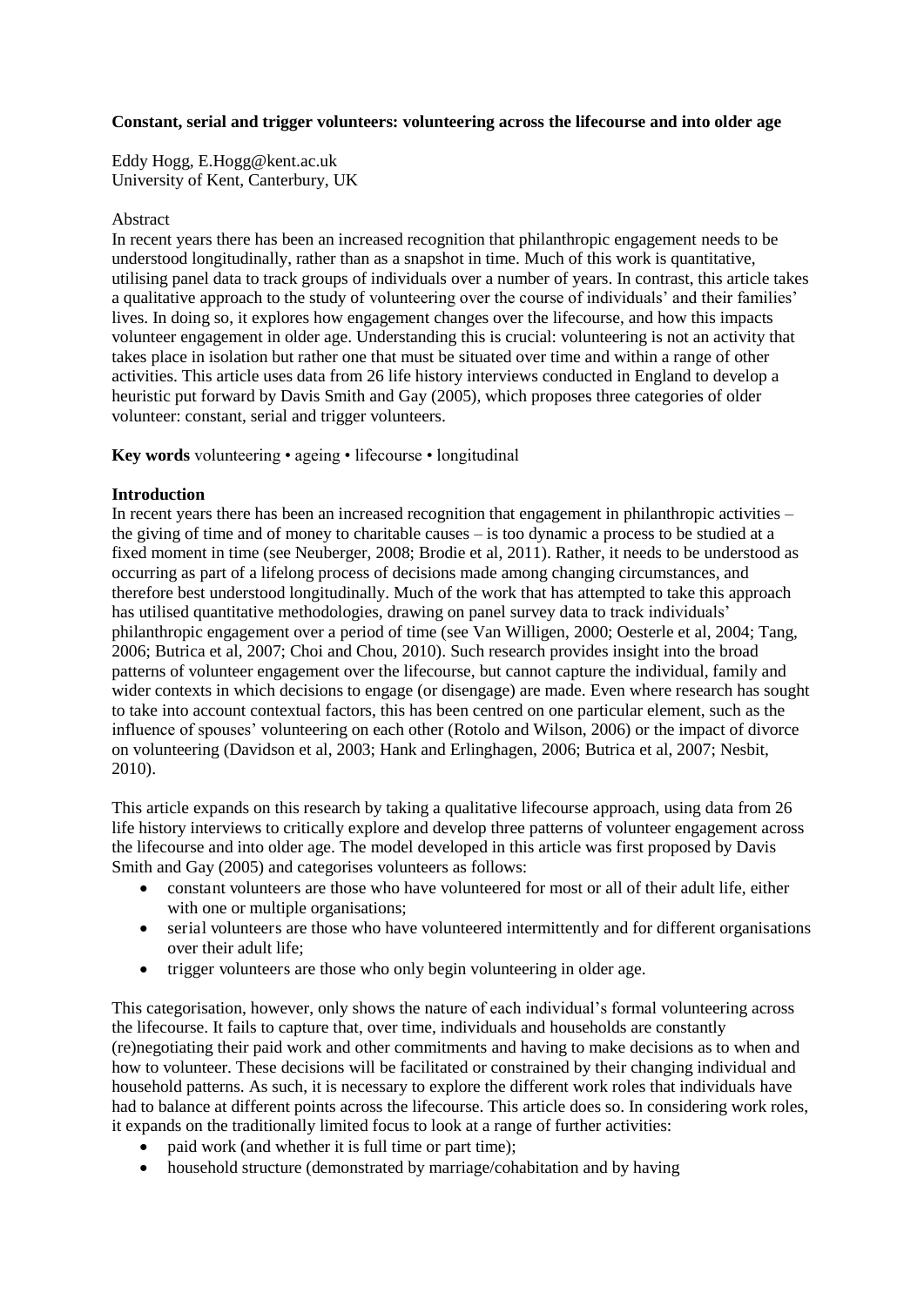**Constant, serial and trigger volunteers: volunteering across the lifecourse and into older age**

Eddy Hogg, E.Hogg@kent.ac.uk
University of Kent, Canterbury, UK

Abstract

In recent years there has been an increased recognition that philanthropic engagement needs to be understood longitudinally, rather than as a snapshot in time. Much of this work is quantitative, utilising panel data to track groups of individuals over a number of years. In contrast, this article takes a qualitative approach to the study of volunteering over the course of individuals' and their families' lives. In doing so, it explores how engagement changes over the lifecourse, and how this impacts volunteer engagement in older age. Understanding this is crucial: volunteering is not an activity that takes place in isolation but rather one that must be situated over time and within a range of other activities. This article uses data from 26 life history interviews conducted in England to develop a heuristic put forward by Davis Smith and Gay (2005), which proposes three categories of older volunteer: constant, serial and trigger volunteers.

**Key words** volunteering • ageing • lifecourse • longitudinal

## Introduction

In recent years there has been an increased recognition that engagement in philanthropic activities – the giving of time and of money to charitable causes – is too dynamic a process to be studied at a fixed moment in time (see Neuberger, 2008; Brodie et al, 2011). Rather, it needs to be understood as occurring as part of a lifelong process of decisions made among changing circumstances, and therefore best understood longitudinally. Much of the work that has attempted to take this approach has utilised quantitative methodologies, drawing on panel survey data to track individuals' philanthropic engagement over a period of time (see Van Willigen, 2000; Oesterle et al, 2004; Tang, 2006; Butrica et al, 2007; Choi and Chou, 2010). Such research provides insight into the broad patterns of volunteer engagement over the lifecourse, but cannot capture the individual, family and wider contexts in which decisions to engage (or disengage) are made. Even where research has sought to take into account contextual factors, this has been centred on one particular element, such as the influence of spouses' volunteering on each other (Rotolo and Wilson, 2006) or the impact of divorce on volunteering (Davidson et al, 2003; Hank and Erlinghagen, 2006; Butrica et al, 2007; Nesbit, 2010).

This article expands on this research by taking a qualitative lifecourse approach, using data from 26 life history interviews to critically explore and develop three patterns of volunteer engagement across the lifecourse and into older age. The model developed in this article was first proposed by Davis Smith and Gay (2005) and categorises volunteers as follows:

- constant volunteers are those who have volunteered for most or all of their adult life, either with one or multiple organisations;
- serial volunteers are those who have volunteered intermittently and for different organisations over their adult life;
- trigger volunteers are those who only begin volunteering in older age.

This categorisation, however, only shows the nature of each individual's formal volunteering across the lifecourse. It fails to capture that, over time, individuals and households are constantly (re)negotiating their paid work and other commitments and having to make decisions as to when and how to volunteer. These decisions will be facilitated or constrained by their changing individual and household patterns. As such, it is necessary to explore the different work roles that individuals have had to balance at different points across the lifecourse. This article does so. In considering work roles, it expands on the traditionally limited focus to look at a range of further activities:

- paid work (and whether it is full time or part time);
- household structure (demonstrated by marriage/cohabitation and by having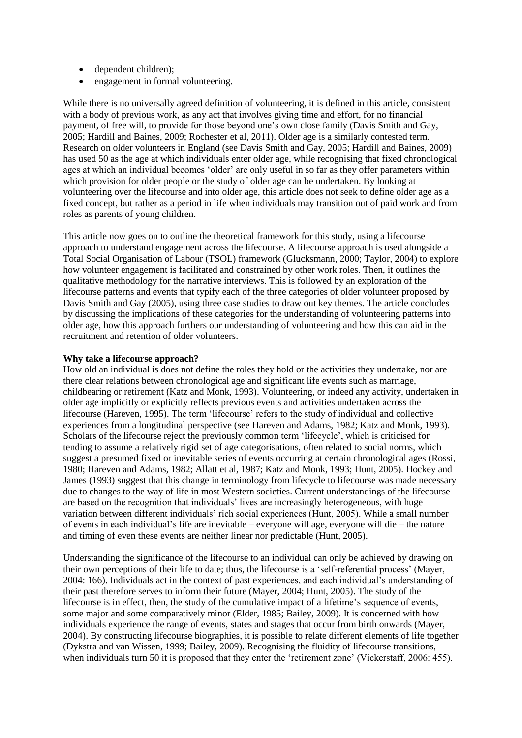- dependent children);
- engagement in formal volunteering.

While there is no universally agreed definition of volunteering, it is defined in this article, consistent with a body of previous work, as any act that involves giving time and effort, for no financial payment, of free will, to provide for those beyond one's own close family (Davis Smith and Gay, 2005; Hardill and Baines, 2009; Rochester et al, 2011). Older age is a similarly contested term. Research on older volunteers in England (see Davis Smith and Gay, 2005; Hardill and Baines, 2009) has used 50 as the age at which individuals enter older age, while recognising that fixed chronological ages at which an individual becomes 'older' are only useful in so far as they offer parameters within which provision for older people or the study of older age can be undertaken. By looking at volunteering over the lifecourse and into older age, this article does not seek to define older age as a fixed concept, but rather as a period in life when individuals may transition out of paid work and from roles as parents of young children.

This article now goes on to outline the theoretical framework for this study, using a lifecourse approach to understand engagement across the lifecourse. A lifecourse approach is used alongside a Total Social Organisation of Labour (TSOL) framework (Glucksmann, 2000; Taylor, 2004) to explore how volunteer engagement is facilitated and constrained by other work roles. Then, it outlines the qualitative methodology for the narrative interviews. This is followed by an exploration of the lifecourse patterns and events that typify each of the three categories of older volunteer proposed by Davis Smith and Gay (2005), using three case studies to draw out key themes. The article concludes by discussing the implications of these categories for the understanding of volunteering patterns into older age, how this approach furthers our understanding of volunteering and how this can aid in the recruitment and retention of older volunteers.

**Why take a lifecourse approach?**

How old an individual is does not define the roles they hold or the activities they undertake, nor are there clear relations between chronological age and significant life events such as marriage, childbearing or retirement (Katz and Monk, 1993). Volunteering, or indeed any activity, undertaken in older age implicitly or explicitly reflects previous events and activities undertaken across the lifecourse (Hareven, 1995). The term 'lifecourse' refers to the study of individual and collective experiences from a longitudinal perspective (see Hareven and Adams, 1982; Katz and Monk, 1993). Scholars of the lifecourse reject the previously common term 'lifecycle', which is criticised for tending to assume a relatively rigid set of age categorisations, often related to social norms, which suggest a presumed fixed or inevitable series of events occurring at certain chronological ages (Rossi, 1980; Hareven and Adams, 1982; Allatt et al, 1987; Katz and Monk, 1993; Hunt, 2005). Hockey and James (1993) suggest that this change in terminology from lifecycle to lifecourse was made necessary due to changes to the way of life in most Western societies. Current understandings of the lifecourse are based on the recognition that individuals' lives are increasingly heterogeneous, with huge variation between different individuals' rich social experiences (Hunt, 2005). While a small number of events in each individual's life are inevitable – everyone will age, everyone will die – the nature and timing of even these events are neither linear nor predictable (Hunt, 2005).

Understanding the significance of the lifecourse to an individual can only be achieved by drawing on their own perceptions of their life to date; thus, the lifecourse is a 'self-referential process' (Mayer, 2004: 166). Individuals act in the context of past experiences, and each individual's understanding of their past therefore serves to inform their future (Mayer, 2004; Hunt, 2005). The study of the lifecourse is in effect, then, the study of the cumulative impact of a lifetime's sequence of events, some major and some comparatively minor (Elder, 1985; Bailey, 2009). It is concerned with how individuals experience the range of events, states and stages that occur from birth onwards (Mayer, 2004). By constructing lifecourse biographies, it is possible to relate different elements of life together (Dykstra and van Wissen, 1999; Bailey, 2009). Recognising the fluidity of lifecourse transitions, when individuals turn 50 it is proposed that they enter the 'retirement zone' (Vickerstaff, 2006: 455).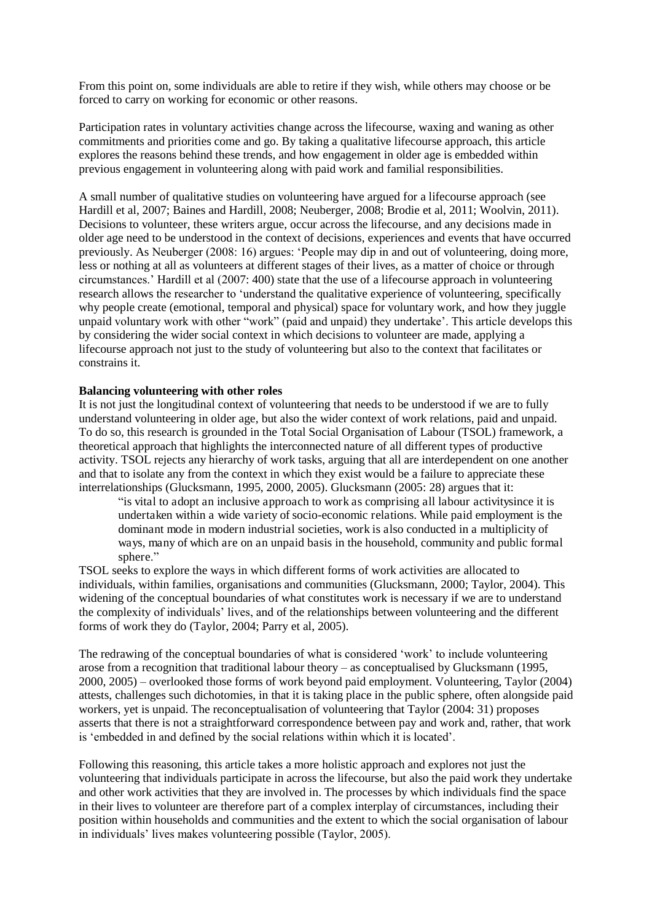From this point on, some individuals are able to retire if they wish, while others may choose or be forced to carry on working for economic or other reasons.

Participation rates in voluntary activities change across the lifecourse, waxing and waning as other commitments and priorities come and go. By taking a qualitative lifecourse approach, this article explores the reasons behind these trends, and how engagement in older age is embedded within previous engagement in volunteering along with paid work and familial responsibilities.

A small number of qualitative studies on volunteering have argued for a lifecourse approach (see Hardill et al, 2007; Baines and Hardill, 2008; Neuberger, 2008; Brodie et al, 2011; Woolvin, 2011). Decisions to volunteer, these writers argue, occur across the lifecourse, and any decisions made in older age need to be understood in the context of decisions, experiences and events that have occurred previously. As Neuberger (2008: 16) argues: 'People may dip in and out of volunteering, doing more, less or nothing at all as volunteers at different stages of their lives, as a matter of choice or through circumstances.' Hardill et al (2007: 400) state that the use of a lifecourse approach in volunteering research allows the researcher to 'understand the qualitative experience of volunteering, specifically why people create (emotional, temporal and physical) space for voluntary work, and how they juggle unpaid voluntary work with other "work" (paid and unpaid) they undertake'. This article develops this by considering the wider social context in which decisions to volunteer are made, applying a lifecourse approach not just to the study of volunteering but also to the context that facilitates or constrains it.

**Balancing volunteering with other roles**

It is not just the longitudinal context of volunteering that needs to be understood if we are to fully understand volunteering in older age, but also the wider context of work relations, paid and unpaid. To do so, this research is grounded in the Total Social Organisation of Labour (TSOL) framework, a theoretical approach that highlights the interconnected nature of all different types of productive activity. TSOL rejects any hierarchy of work tasks, arguing that all are interdependent on one another and that to isolate any from the context in which they exist would be a failure to appreciate these interrelationships (Glucksmann, 1995, 2000, 2005). Glucksmann (2005: 28) argues that it:

> "is vital to adopt an inclusive approach to work as comprising all labour activitysince it is undertaken within a wide variety of socio-economic relations. While paid employment is the dominant mode in modern industrial societies, work is also conducted in a multiplicity of ways, many of which are on an unpaid basis in the household, community and public formal sphere."

TSOL seeks to explore the ways in which different forms of work activities are allocated to individuals, within families, organisations and communities (Glucksmann, 2000; Taylor, 2004). This widening of the conceptual boundaries of what constitutes work is necessary if we are to understand the complexity of individuals' lives, and of the relationships between volunteering and the different forms of work they do (Taylor, 2004; Parry et al, 2005).

The redrawing of the conceptual boundaries of what is considered 'work' to include volunteering arose from a recognition that traditional labour theory – as conceptualised by Glucksmann (1995, 2000, 2005) – overlooked those forms of work beyond paid employment. Volunteering, Taylor (2004) attests, challenges such dichotomies, in that it is taking place in the public sphere, often alongside paid workers, yet is unpaid. The reconceptualisation of volunteering that Taylor (2004: 31) proposes asserts that there is not a straightforward correspondence between pay and work and, rather, that work is 'embedded in and defined by the social relations within which it is located'.

Following this reasoning, this article takes a more holistic approach and explores not just the volunteering that individuals participate in across the lifecourse, but also the paid work they undertake and other work activities that they are involved in. The processes by which individuals find the space in their lives to volunteer are therefore part of a complex interplay of circumstances, including their position within households and communities and the extent to which the social organisation of labour in individuals' lives makes volunteering possible (Taylor, 2005).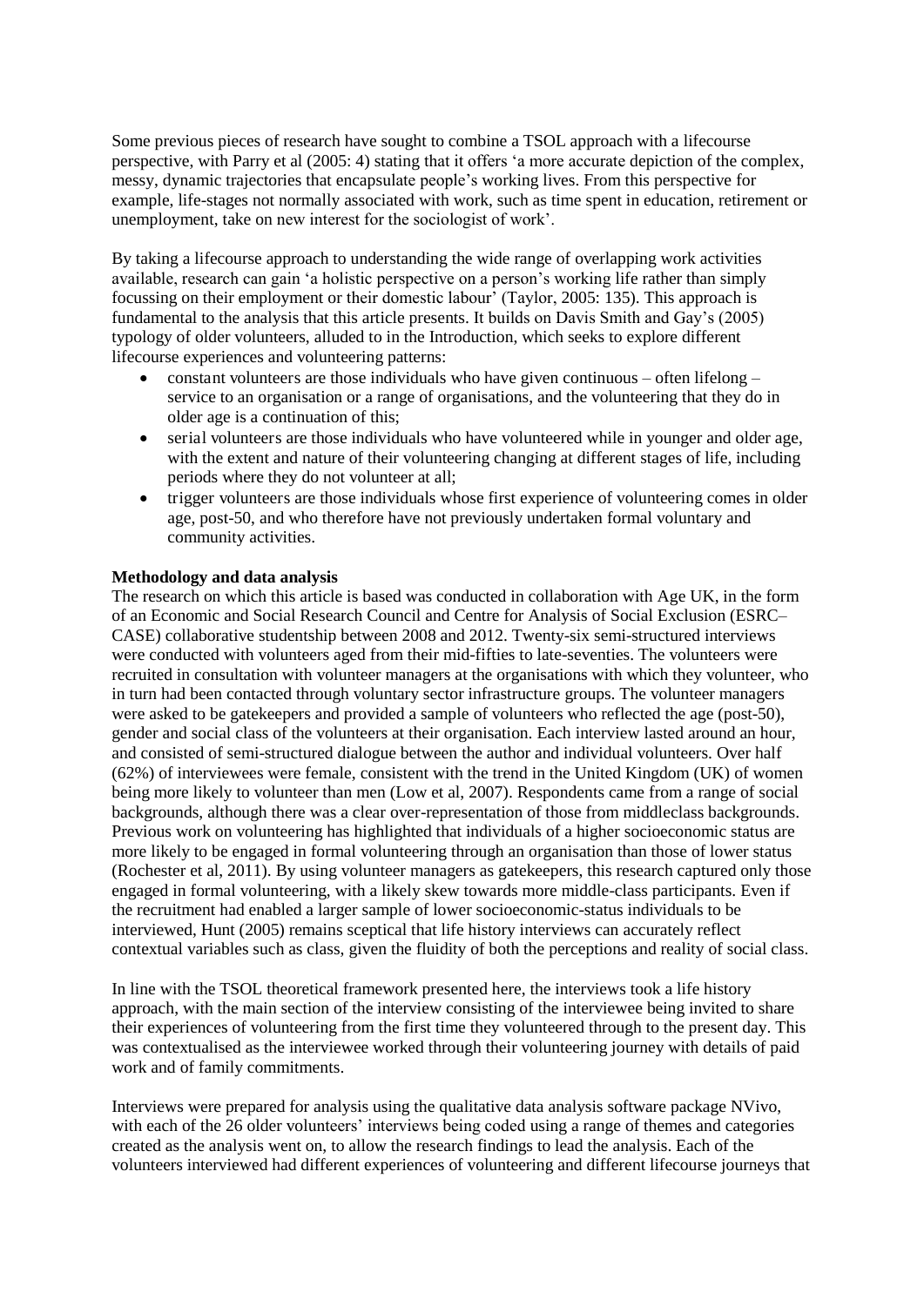Some previous pieces of research have sought to combine a TSOL approach with a lifecourse perspective, with Parry et al (2005: 4) stating that it offers 'a more accurate depiction of the complex, messy, dynamic trajectories that encapsulate people's working lives. From this perspective for example, life-stages not normally associated with work, such as time spent in education, retirement or unemployment, take on new interest for the sociologist of work'.

By taking a lifecourse approach to understanding the wide range of overlapping work activities available, research can gain 'a holistic perspective on a person's working life rather than simply focussing on their employment or their domestic labour' (Taylor, 2005: 135). This approach is fundamental to the analysis that this article presents. It builds on Davis Smith and Gay's (2005) typology of older volunteers, alluded to in the Introduction, which seeks to explore different lifecourse experiences and volunteering patterns:

- constant volunteers are those individuals who have given continuous – often lifelong – service to an organisation or a range of organisations, and the volunteering that they do in older age is a continuation of this;
- serial volunteers are those individuals who have volunteered while in younger and older age, with the extent and nature of their volunteering changing at different stages of life, including periods where they do not volunteer at all;
- trigger volunteers are those individuals whose first experience of volunteering comes in older age, post-50, and who therefore have not previously undertaken formal voluntary and community activities.

**Methodology and data analysis**

The research on which this article is based was conducted in collaboration with Age UK, in the form of an Economic and Social Research Council and Centre for Analysis of Social Exclusion (ESRC–CASE) collaborative studentship between 2008 and 2012. Twenty-six semi-structured interviews were conducted with volunteers aged from their mid-fifties to late-seventies. The volunteers were recruited in consultation with volunteer managers at the organisations with which they volunteer, who in turn had been contacted through voluntary sector infrastructure groups. The volunteer managers were asked to be gatekeepers and provided a sample of volunteers who reflected the age (post-50), gender and social class of the volunteers at their organisation. Each interview lasted around an hour, and consisted of semi-structured dialogue between the author and individual volunteers. Over half (62%) of interviewees were female, consistent with the trend in the United Kingdom (UK) of women being more likely to volunteer than men (Low et al, 2007). Respondents came from a range of social backgrounds, although there was a clear over-representation of those from middleclass backgrounds. Previous work on volunteering has highlighted that individuals of a higher socioeconomic status are more likely to be engaged in formal volunteering through an organisation than those of lower status (Rochester et al, 2011). By using volunteer managers as gatekeepers, this research captured only those engaged in formal volunteering, with a likely skew towards more middle-class participants. Even if the recruitment had enabled a larger sample of lower socioeconomic-status individuals to be interviewed, Hunt (2005) remains sceptical that life history interviews can accurately reflect contextual variables such as class, given the fluidity of both the perceptions and reality of social class.

In line with the TSOL theoretical framework presented here, the interviews took a life history approach, with the main section of the interview consisting of the interviewee being invited to share their experiences of volunteering from the first time they volunteered through to the present day. This was contextualised as the interviewee worked through their volunteering journey with details of paid work and of family commitments.

Interviews were prepared for analysis using the qualitative data analysis software package NVivo, with each of the 26 older volunteers' interviews being coded using a range of themes and categories created as the analysis went on, to allow the research findings to lead the analysis. Each of the volunteers interviewed had different experiences of volunteering and different lifecourse journeys that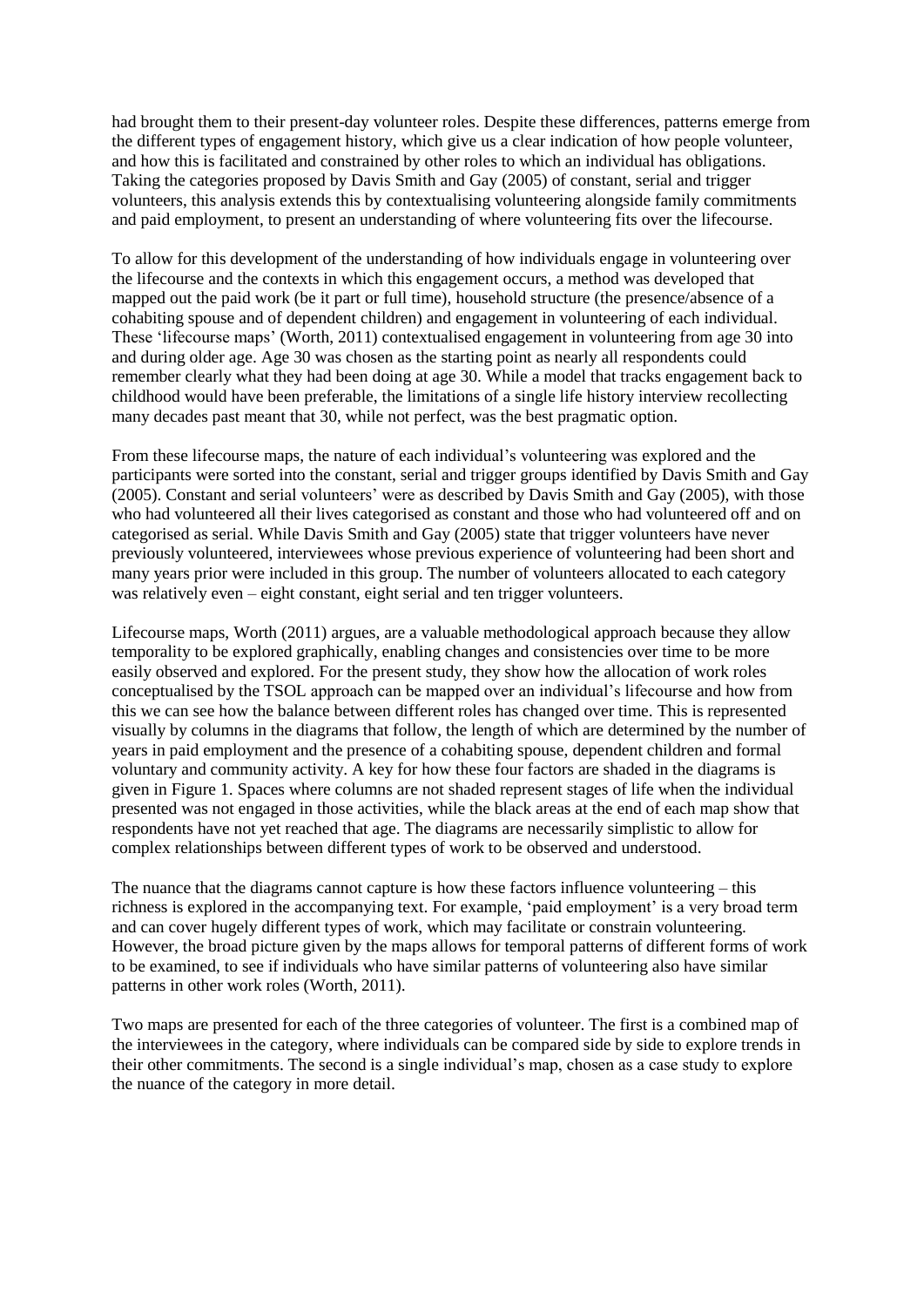had brought them to their present-day volunteer roles. Despite these differences, patterns emerge from the different types of engagement history, which give us a clear indication of how people volunteer, and how this is facilitated and constrained by other roles to which an individual has obligations. Taking the categories proposed by Davis Smith and Gay (2005) of constant, serial and trigger volunteers, this analysis extends this by contextualising volunteering alongside family commitments and paid employment, to present an understanding of where volunteering fits over the lifecourse.

To allow for this development of the understanding of how individuals engage in volunteering over the lifecourse and the contexts in which this engagement occurs, a method was developed that mapped out the paid work (be it part or full time), household structure (the presence/absence of a cohabiting spouse and of dependent children) and engagement in volunteering of each individual. These 'lifecourse maps' (Worth, 2011) contextualised engagement in volunteering from age 30 into and during older age. Age 30 was chosen as the starting point as nearly all respondents could remember clearly what they had been doing at age 30. While a model that tracks engagement back to childhood would have been preferable, the limitations of a single life history interview recollecting many decades past meant that 30, while not perfect, was the best pragmatic option.

From these lifecourse maps, the nature of each individual's volunteering was explored and the participants were sorted into the constant, serial and trigger groups identified by Davis Smith and Gay (2005). Constant and serial volunteers' were as described by Davis Smith and Gay (2005), with those who had volunteered all their lives categorised as constant and those who had volunteered off and on categorised as serial. While Davis Smith and Gay (2005) state that trigger volunteers have never previously volunteered, interviewees whose previous experience of volunteering had been short and many years prior were included in this group. The number of volunteers allocated to each category was relatively even – eight constant, eight serial and ten trigger volunteers.

Lifecourse maps, Worth (2011) argues, are a valuable methodological approach because they allow temporality to be explored graphically, enabling changes and consistencies over time to be more easily observed and explored. For the present study, they show how the allocation of work roles conceptualised by the TSOL approach can be mapped over an individual's lifecourse and how from this we can see how the balance between different roles has changed over time. This is represented visually by columns in the diagrams that follow, the length of which are determined by the number of years in paid employment and the presence of a cohabiting spouse, dependent children and formal voluntary and community activity. A key for how these four factors are shaded in the diagrams is given in Figure 1. Spaces where columns are not shaded represent stages of life when the individual presented was not engaged in those activities, while the black areas at the end of each map show that respondents have not yet reached that age. The diagrams are necessarily simplistic to allow for complex relationships between different types of work to be observed and understood.

The nuance that the diagrams cannot capture is how these factors influence volunteering – this richness is explored in the accompanying text. For example, 'paid employment' is a very broad term and can cover hugely different types of work, which may facilitate or constrain volunteering. However, the broad picture given by the maps allows for temporal patterns of different forms of work to be examined, to see if individuals who have similar patterns of volunteering also have similar patterns in other work roles (Worth, 2011).

Two maps are presented for each of the three categories of volunteer. The first is a combined map of the interviewees in the category, where individuals can be compared side by side to explore trends in their other commitments. The second is a single individual's map, chosen as a case study to explore the nuance of the category in more detail.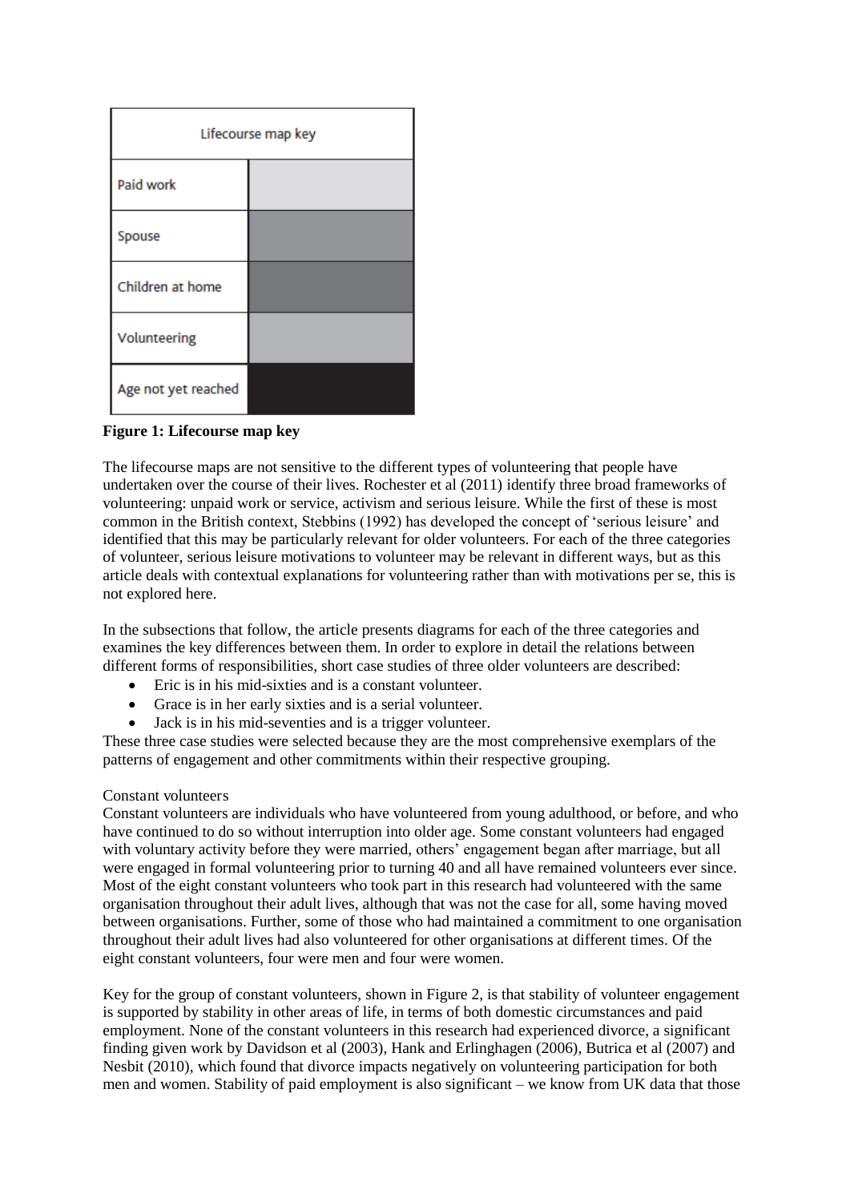| Lifecourse map key | |
|---|---|
| Paid work | |
| Spouse | |
| Children at home | |
| Volunteering | |
| Age not yet reached | |

**Figure 1: Lifecourse map key**

The lifecourse maps are not sensitive to the different types of volunteering that people have undertaken over the course of their lives. Rochester et al (2011) identify three broad frameworks of volunteering: unpaid work or service, activism and serious leisure. While the first of these is most common in the British context, Stebbins (1992) has developed the concept of 'serious leisure' and identified that this may be particularly relevant for older volunteers. For each of the three categories of volunteer, serious leisure motivations to volunteer may be relevant in different ways, but as this article deals with contextual explanations for volunteering rather than with motivations per se, this is not explored here.

In the subsections that follow, the article presents diagrams for each of the three categories and examines the key differences between them. In order to explore in detail the relations between different forms of responsibilities, short case studies of three older volunteers are described:

- Eric is in his mid-sixties and is a constant volunteer.
- Grace is in her early sixties and is a serial volunteer.
- Jack is in his mid-seventies and is a trigger volunteer.

These three case studies were selected because they are the most comprehensive exemplars of the patterns of engagement and other commitments within their respective grouping.

### Constant volunteers

Constant volunteers are individuals who have volunteered from young adulthood, or before, and who have continued to do so without interruption into older age. Some constant volunteers had engaged with voluntary activity before they were married, others' engagement began after marriage, but all were engaged in formal volunteering prior to turning 40 and all have remained volunteers ever since. Most of the eight constant volunteers who took part in this research had volunteered with the same organisation throughout their adult lives, although that was not the case for all, some having moved between organisations. Further, some of those who had maintained a commitment to one organisation throughout their adult lives had also volunteered for other organisations at different times. Of the eight constant volunteers, four were men and four were women.

Key for the group of constant volunteers, shown in Figure 2, is that stability of volunteer engagement is supported by stability in other areas of life, in terms of both domestic circumstances and paid employment. None of the constant volunteers in this research had experienced divorce, a significant finding given work by Davidson et al (2003), Hank and Erlinghagen (2006), Butrica et al (2007) and Nesbit (2010), which found that divorce impacts negatively on volunteering participation for both men and women. Stability of paid employment is also significant – we know from UK data that those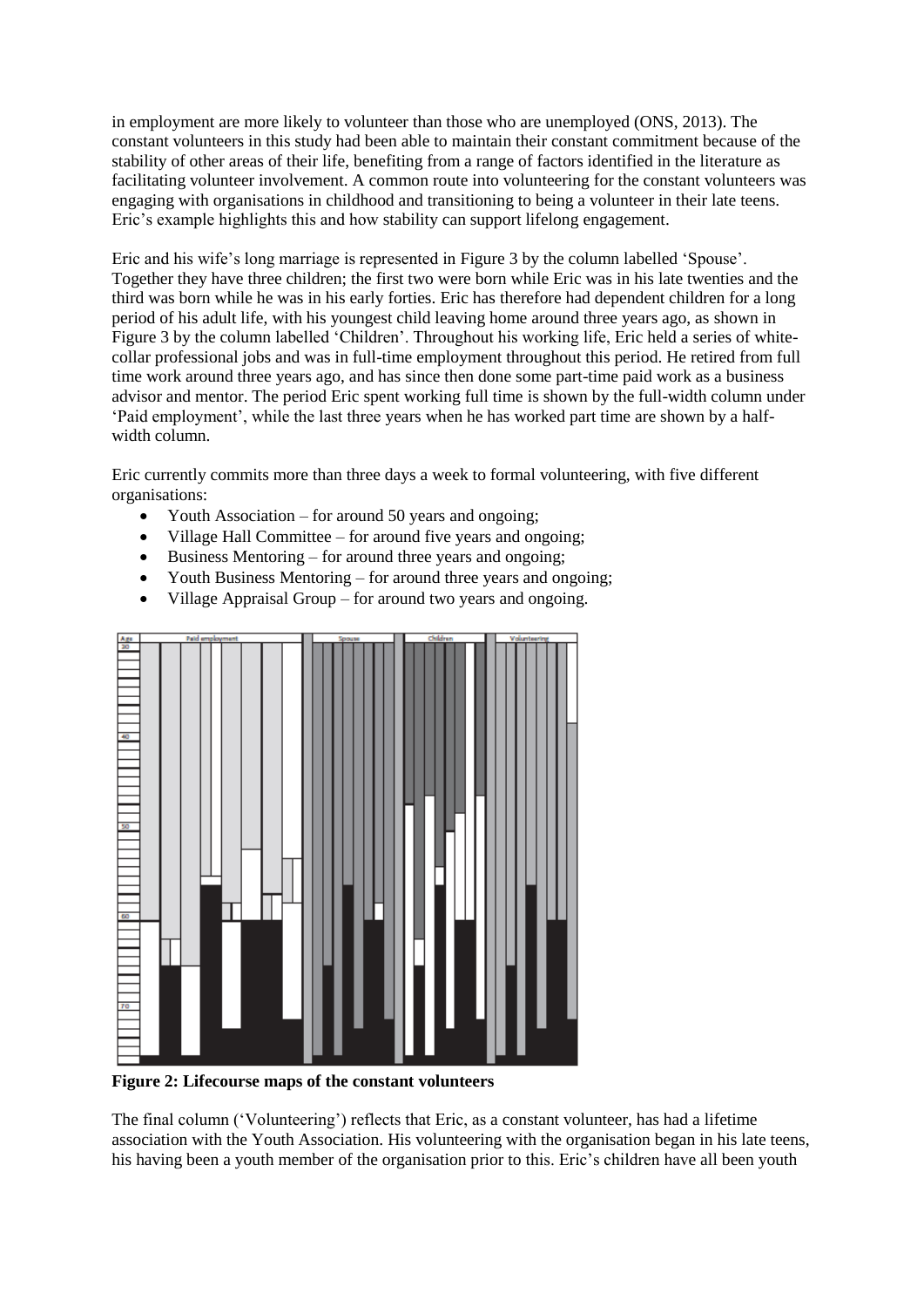in employment are more likely to volunteer than those who are unemployed (ONS, 2013). The constant volunteers in this study had been able to maintain their constant commitment because of the stability of other areas of their life, benefiting from a range of factors identified in the literature as facilitating volunteer involvement. A common route into volunteering for the constant volunteers was engaging with organisations in childhood and transitioning to being a volunteer in their late teens. Eric's example highlights this and how stability can support lifelong engagement.

Eric and his wife's long marriage is represented in Figure 3 by the column labelled 'Spouse'. Together they have three children; the first two were born while Eric was in his late twenties and the third was born while he was in his early forties. Eric has therefore had dependent children for a long period of his adult life, with his youngest child leaving home around three years ago, as shown in Figure 3 by the column labelled 'Children'. Throughout his working life, Eric held a series of white-collar professional jobs and was in full-time employment throughout this period. He retired from full time work around three years ago, and has since then done some part-time paid work as a business advisor and mentor. The period Eric spent working full time is shown by the full-width column under 'Paid employment', while the last three years when he has worked part time are shown by a half-width column.

Eric currently commits more than three days a week to formal volunteering, with five different organisations:

- Youth Association – for around 50 years and ongoing;
- Village Hall Committee – for around five years and ongoing;
- Business Mentoring – for around three years and ongoing;
- Youth Business Mentoring – for around three years and ongoing;
- Village Appraisal Group – for around two years and ongoing.

**Figure 2: Lifecourse maps of the constant volunteers**

The final column ('Volunteering') reflects that Eric, as a constant volunteer, has had a lifetime association with the Youth Association. His volunteering with the organisation began in his late teens, his having been a youth member of the organisation prior to this. Eric's children have all been youth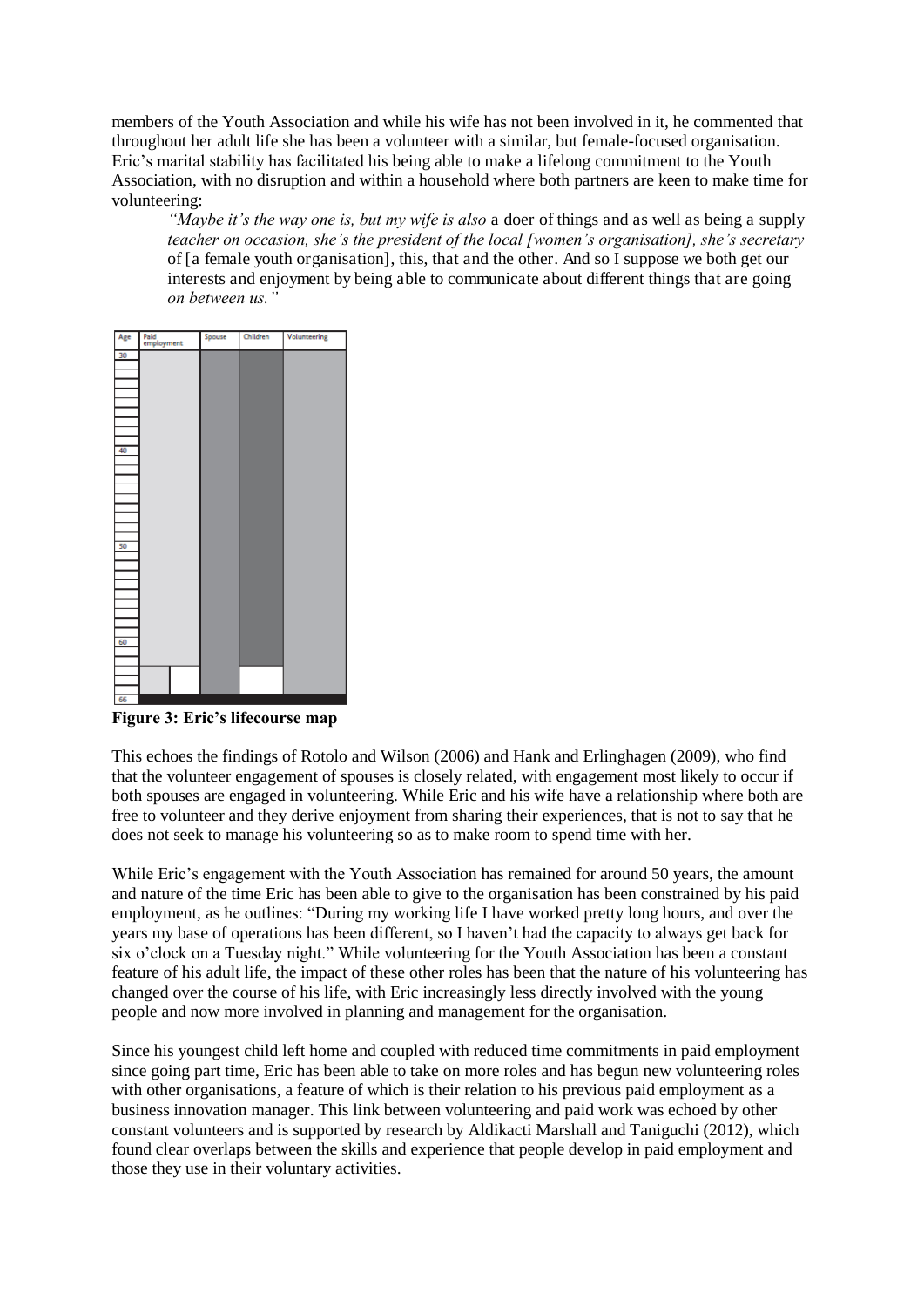members of the Youth Association and while his wife has not been involved in it, he commented that throughout her adult life she has been a volunteer with a similar, but female-focused organisation. Eric's marital stability has facilitated his being able to make a lifelong commitment to the Youth Association, with no disruption and within a household where both partners are keen to make time for volunteering:

> *"Maybe it's the way one is, but my wife is also* a doer of things and as well as being a supply *teacher on occasion, she's the president of the local [women's organisation], she's secretary* of [a female youth organisation], this, that and the other. And so I suppose we both get our interests and enjoyment by being able to communicate about different things that are going *on between us."*

**Figure 3: Eric's lifecourse map**

This echoes the findings of Rotolo and Wilson (2006) and Hank and Erlinghagen (2009), who find that the volunteer engagement of spouses is closely related, with engagement most likely to occur if both spouses are engaged in volunteering. While Eric and his wife have a relationship where both are free to volunteer and they derive enjoyment from sharing their experiences, that is not to say that he does not seek to manage his volunteering so as to make room to spend time with her.

While Eric's engagement with the Youth Association has remained for around 50 years, the amount and nature of the time Eric has been able to give to the organisation has been constrained by his paid employment, as he outlines: "During my working life I have worked pretty long hours, and over the years my base of operations has been different, so I haven't had the capacity to always get back for six o'clock on a Tuesday night." While volunteering for the Youth Association has been a constant feature of his adult life, the impact of these other roles has been that the nature of his volunteering has changed over the course of his life, with Eric increasingly less directly involved with the young people and now more involved in planning and management for the organisation.

Since his youngest child left home and coupled with reduced time commitments in paid employment since going part time, Eric has been able to take on more roles and has begun new volunteering roles with other organisations, a feature of which is their relation to his previous paid employment as a business innovation manager. This link between volunteering and paid work was echoed by other constant volunteers and is supported by research by Aldikacti Marshall and Taniguchi (2012), which found clear overlaps between the skills and experience that people develop in paid employment and those they use in their voluntary activities.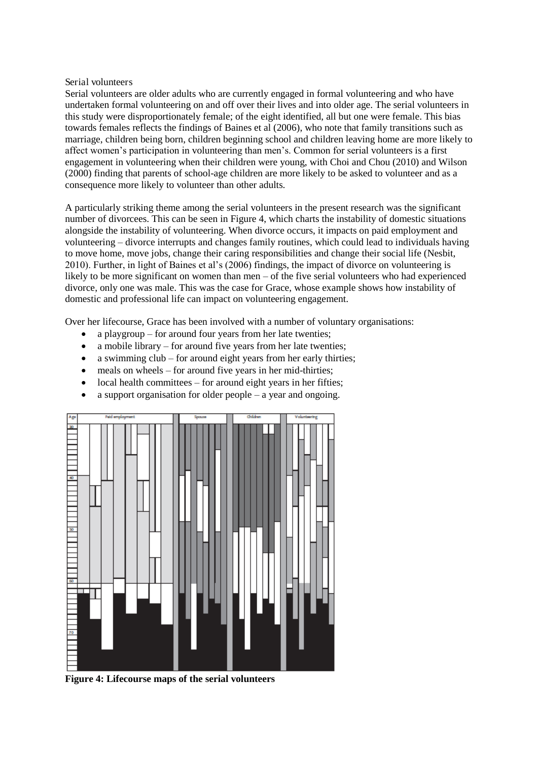Serial volunteers

Serial volunteers are older adults who are currently engaged in formal volunteering and who have undertaken formal volunteering on and off over their lives and into older age. The serial volunteers in this study were disproportionately female; of the eight identified, all but one were female. This bias towards females reflects the findings of Baines et al (2006), who note that family transitions such as marriage, children being born, children beginning school and children leaving home are more likely to affect women's participation in volunteering than men's. Common for serial volunteers is a first engagement in volunteering when their children were young, with Choi and Chou (2010) and Wilson (2000) finding that parents of school-age children are more likely to be asked to volunteer and as a consequence more likely to volunteer than other adults.

A particularly striking theme among the serial volunteers in the present research was the significant number of divorcees. This can be seen in Figure 4, which charts the instability of domestic situations alongside the instability of volunteering. When divorce occurs, it impacts on paid employment and volunteering – divorce interrupts and changes family routines, which could lead to individuals having to move home, move jobs, change their caring responsibilities and change their social life (Nesbit, 2010). Further, in light of Baines et al's (2006) findings, the impact of divorce on volunteering is likely to be more significant on women than men – of the five serial volunteers who had experienced divorce, only one was male. This was the case for Grace, whose example shows how instability of domestic and professional life can impact on volunteering engagement.

Over her lifecourse, Grace has been involved with a number of voluntary organisations:

- a playgroup – for around four years from her late twenties;
- a mobile library – for around five years from her late twenties;
- a swimming club – for around eight years from her early thirties;
- meals on wheels – for around five years in her mid-thirties;
- local health committees – for around eight years in her fifties;
- a support organisation for older people – a year and ongoing.

**Figure 4: Lifecourse maps of the serial volunteers**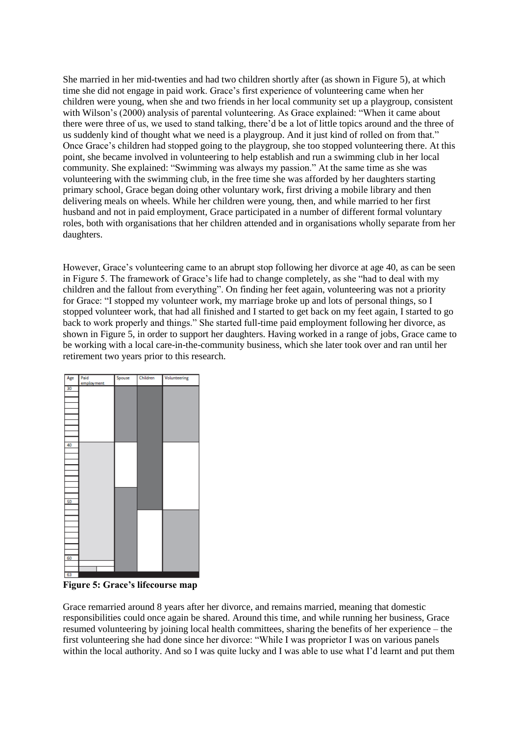She married in her mid-twenties and had two children shortly after (as shown in Figure 5), at which time she did not engage in paid work. Grace's first experience of volunteering came when her children were young, when she and two friends in her local community set up a playgroup, consistent with Wilson's (2000) analysis of parental volunteering. As Grace explained: "When it came about there were three of us, we used to stand talking, there'd be a lot of little topics around and the three of us suddenly kind of thought what we need is a playgroup. And it just kind of rolled on from that." Once Grace's children had stopped going to the playgroup, she too stopped volunteering there. At this point, she became involved in volunteering to help establish and run a swimming club in her local community. She explained: "Swimming was always my passion." At the same time as she was volunteering with the swimming club, in the free time she was afforded by her daughters starting primary school, Grace began doing other voluntary work, first driving a mobile library and then delivering meals on wheels. While her children were young, then, and while married to her first husband and not in paid employment, Grace participated in a number of different formal voluntary roles, both with organisations that her children attended and in organisations wholly separate from her daughters.

However, Grace's volunteering came to an abrupt stop following her divorce at age 40, as can be seen in Figure 5. The framework of Grace's life had to change completely, as she "had to deal with my children and the fallout from everything". On finding her feet again, volunteering was not a priority for Grace: "I stopped my volunteer work, my marriage broke up and lots of personal things, so I stopped volunteer work, that had all finished and I started to get back on my feet again, I started to go back to work properly and things." She started full-time paid employment following her divorce, as shown in Figure 5, in order to support her daughters. Having worked in a range of jobs, Grace came to be working with a local care-in-the-community business, which she later took over and ran until her retirement two years prior to this research.

**Figure 5: Grace's lifecourse map**

Grace remarried around 8 years after her divorce, and remains married, meaning that domestic responsibilities could once again be shared. Around this time, and while running her business, Grace resumed volunteering by joining local health committees, sharing the benefits of her experience – the first volunteering she had done since her divorce: "While I was proprietor I was on various panels within the local authority. And so I was quite lucky and I was able to use what I'd learnt and put them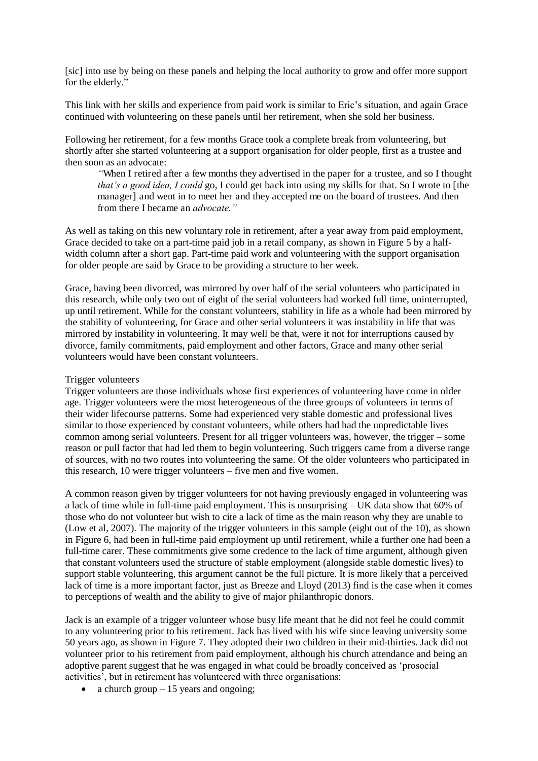[sic] into use by being on these panels and helping the local authority to grow and offer more support for the elderly."

This link with her skills and experience from paid work is similar to Eric's situation, and again Grace continued with volunteering on these panels until her retirement, when she sold her business.

Following her retirement, for a few months Grace took a complete break from volunteering, but shortly after she started volunteering at a support organisation for older people, first as a trustee and then soon as an advocate:

> "When I retired after a few months they advertised in the paper for a trustee, and so I thought *that's a good idea, I could* go, I could get back into using my skills for that. So I wrote to [the manager] and went in to meet her and they accepted me on the board of trustees. And then from there I became an *advocate."*

As well as taking on this new voluntary role in retirement, after a year away from paid employment, Grace decided to take on a part-time paid job in a retail company, as shown in Figure 5 by a half-width column after a short gap. Part-time paid work and volunteering with the support organisation for older people are said by Grace to be providing a structure to her week.

Grace, having been divorced, was mirrored by over half of the serial volunteers who participated in this research, while only two out of eight of the serial volunteers had worked full time, uninterrupted, up until retirement. While for the constant volunteers, stability in life as a whole had been mirrored by the stability of volunteering, for Grace and other serial volunteers it was instability in life that was mirrored by instability in volunteering. It may well be that, were it not for interruptions caused by divorce, family commitments, paid employment and other factors, Grace and many other serial volunteers would have been constant volunteers.

Trigger volunteers

Trigger volunteers are those individuals whose first experiences of volunteering have come in older age. Trigger volunteers were the most heterogeneous of the three groups of volunteers in terms of their wider lifecourse patterns. Some had experienced very stable domestic and professional lives similar to those experienced by constant volunteers, while others had had the unpredictable lives common among serial volunteers. Present for all trigger volunteers was, however, the trigger – some reason or pull factor that had led them to begin volunteering. Such triggers came from a diverse range of sources, with no two routes into volunteering the same. Of the older volunteers who participated in this research, 10 were trigger volunteers – five men and five women.

A common reason given by trigger volunteers for not having previously engaged in volunteering was a lack of time while in full-time paid employment. This is unsurprising – UK data show that 60% of those who do not volunteer but wish to cite a lack of time as the main reason why they are unable to (Low et al, 2007). The majority of the trigger volunteers in this sample (eight out of the 10), as shown in Figure 6, had been in full-time paid employment up until retirement, while a further one had been a full-time carer. These commitments give some credence to the lack of time argument, although given that constant volunteers used the structure of stable employment (alongside stable domestic lives) to support stable volunteering, this argument cannot be the full picture. It is more likely that a perceived lack of time is a more important factor, just as Breeze and Lloyd (2013) find is the case when it comes to perceptions of wealth and the ability to give of major philanthropic donors.

Jack is an example of a trigger volunteer whose busy life meant that he did not feel he could commit to any volunteering prior to his retirement. Jack has lived with his wife since leaving university some 50 years ago, as shown in Figure 7. They adopted their two children in their mid-thirties. Jack did not volunteer prior to his retirement from paid employment, although his church attendance and being an adoptive parent suggest that he was engaged in what could be broadly conceived as 'prosocial activities', but in retirement has volunteered with three organisations:

- a church group – 15 years and ongoing;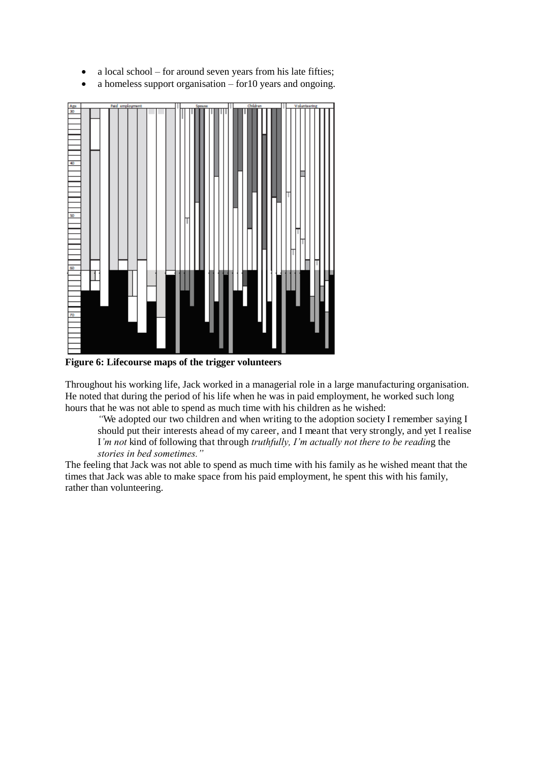- a local school – for around seven years from his late fifties;
- a homeless support organisation – for10 years and ongoing.

**Figure 6: Lifecourse maps of the trigger volunteers**

Throughout his working life, Jack worked in a managerial role in a large manufacturing organisation. He noted that during the period of his life when he was in paid employment, he worked such long hours that he was not able to spend as much time with his children as he wished:

> "We adopted our two children and when writing to the adoption society I remember saying I should put their interests ahead of my career, and I meant that very strongly, and yet I realise I*'m not* kind of following that through *truthfully, I'm actually not there to be readin*g the *stories in bed sometimes."*

The feeling that Jack was not able to spend as much time with his family as he wished meant that the times that Jack was able to make space from his paid employment, he spent this with his family, rather than volunteering.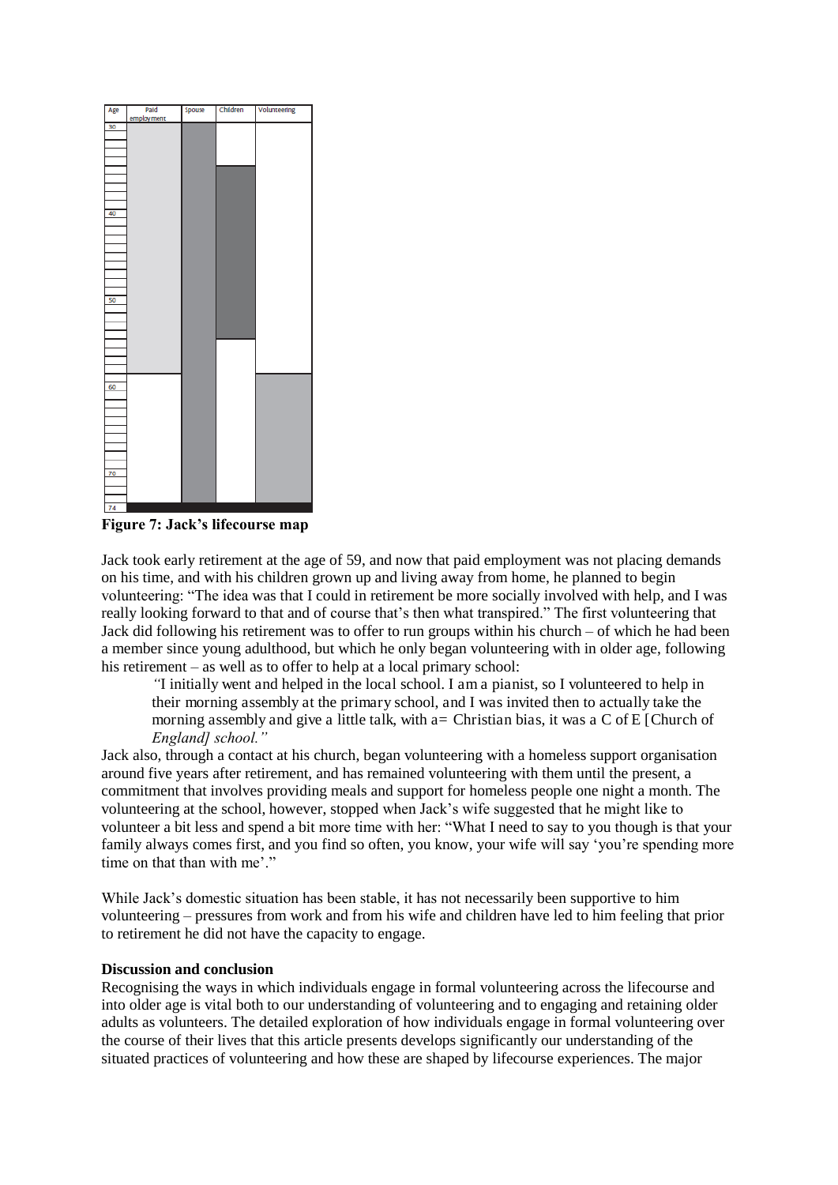| Age | Paid employment | Spouse | Children | Volunteering |
|---|---|---|---|---|
| 30 | | | | |
| 40 | | | | |
| 50 | | | | |
| 60 | | | | |
| 70 | | | | |
| 74 | | | | |

**Figure 7: Jack's lifecourse map**

Jack took early retirement at the age of 59, and now that paid employment was not placing demands on his time, and with his children grown up and living away from home, he planned to begin volunteering: "The idea was that I could in retirement be more socially involved with help, and I was really looking forward to that and of course that's then what transpired." The first volunteering that Jack did following his retirement was to offer to run groups within his church – of which he had been a member since young adulthood, but which he only began volunteering with in older age, following his retirement – as well as to offer to help at a local primary school:

> "I initially went and helped in the local school. I am a pianist, so I volunteered to help in their morning assembly at the primary school, and I was invited then to actually take the morning assembly and give a little talk, with a= Christian bias, it was a C of E [Church of *England] school."*

Jack also, through a contact at his church, began volunteering with a homeless support organisation around five years after retirement, and has remained volunteering with them until the present, a commitment that involves providing meals and support for homeless people one night a month. The volunteering at the school, however, stopped when Jack's wife suggested that he might like to volunteer a bit less and spend a bit more time with her: "What I need to say to you though is that your family always comes first, and you find so often, you know, your wife will say 'you're spending more time on that than with me'."

While Jack's domestic situation has been stable, it has not necessarily been supportive to him volunteering – pressures from work and from his wife and children have led to him feeling that prior to retirement he did not have the capacity to engage.

**Discussion and conclusion**

Recognising the ways in which individuals engage in formal volunteering across the lifecourse and into older age is vital both to our understanding of volunteering and to engaging and retaining older adults as volunteers. The detailed exploration of how individuals engage in formal volunteering over the course of their lives that this article presents develops significantly our understanding of the situated practices of volunteering and how these are shaped by lifecourse experiences. The major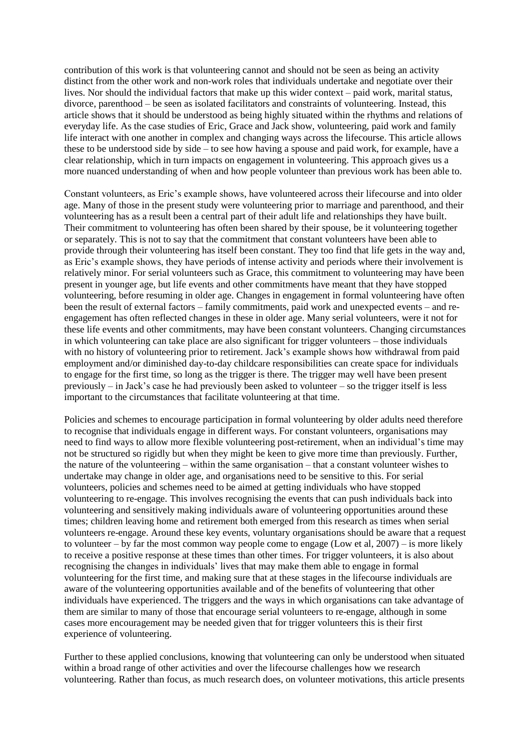contribution of this work is that volunteering cannot and should not be seen as being an activity distinct from the other work and non-work roles that individuals undertake and negotiate over their lives. Nor should the individual factors that make up this wider context – paid work, marital status, divorce, parenthood – be seen as isolated facilitators and constraints of volunteering. Instead, this article shows that it should be understood as being highly situated within the rhythms and relations of everyday life. As the case studies of Eric, Grace and Jack show, volunteering, paid work and family life interact with one another in complex and changing ways across the lifecourse. This article allows these to be understood side by side – to see how having a spouse and paid work, for example, have a clear relationship, which in turn impacts on engagement in volunteering. This approach gives us a more nuanced understanding of when and how people volunteer than previous work has been able to.

Constant volunteers, as Eric's example shows, have volunteered across their lifecourse and into older age. Many of those in the present study were volunteering prior to marriage and parenthood, and their volunteering has as a result been a central part of their adult life and relationships they have built. Their commitment to volunteering has often been shared by their spouse, be it volunteering together or separately. This is not to say that the commitment that constant volunteers have been able to provide through their volunteering has itself been constant. They too find that life gets in the way and, as Eric's example shows, they have periods of intense activity and periods where their involvement is relatively minor. For serial volunteers such as Grace, this commitment to volunteering may have been present in younger age, but life events and other commitments have meant that they have stopped volunteering, before resuming in older age. Changes in engagement in formal volunteering have often been the result of external factors – family commitments, paid work and unexpected events – and re-engagement has often reflected changes in these in older age. Many serial volunteers, were it not for these life events and other commitments, may have been constant volunteers. Changing circumstances in which volunteering can take place are also significant for trigger volunteers – those individuals with no history of volunteering prior to retirement. Jack's example shows how withdrawal from paid employment and/or diminished day-to-day childcare responsibilities can create space for individuals to engage for the first time, so long as the trigger is there. The trigger may well have been present previously – in Jack's case he had previously been asked to volunteer – so the trigger itself is less important to the circumstances that facilitate volunteering at that time.

Policies and schemes to encourage participation in formal volunteering by older adults need therefore to recognise that individuals engage in different ways. For constant volunteers, organisations may need to find ways to allow more flexible volunteering post-retirement, when an individual's time may not be structured so rigidly but when they might be keen to give more time than previously. Further, the nature of the volunteering – within the same organisation – that a constant volunteer wishes to undertake may change in older age, and organisations need to be sensitive to this. For serial volunteers, policies and schemes need to be aimed at getting individuals who have stopped volunteering to re-engage. This involves recognising the events that can push individuals back into volunteering and sensitively making individuals aware of volunteering opportunities around these times; children leaving home and retirement both emerged from this research as times when serial volunteers re-engage. Around these key events, voluntary organisations should be aware that a request to volunteer – by far the most common way people come to engage (Low et al, 2007) – is more likely to receive a positive response at these times than other times. For trigger volunteers, it is also about recognising the changes in individuals' lives that may make them able to engage in formal volunteering for the first time, and making sure that at these stages in the lifecourse individuals are aware of the volunteering opportunities available and of the benefits of volunteering that other individuals have experienced. The triggers and the ways in which organisations can take advantage of them are similar to many of those that encourage serial volunteers to re-engage, although in some cases more encouragement may be needed given that for trigger volunteers this is their first experience of volunteering.

Further to these applied conclusions, knowing that volunteering can only be understood when situated within a broad range of other activities and over the lifecourse challenges how we research volunteering. Rather than focus, as much research does, on volunteer motivations, this article presents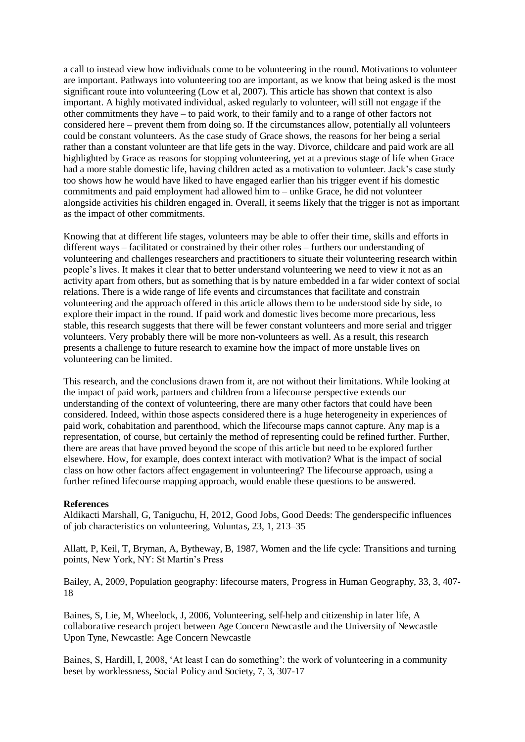a call to instead view how individuals come to be volunteering in the round. Motivations to volunteer are important. Pathways into volunteering too are important, as we know that being asked is the most significant route into volunteering (Low et al, 2007). This article has shown that context is also important. A highly motivated individual, asked regularly to volunteer, will still not engage if the other commitments they have – to paid work, to their family and to a range of other factors not considered here – prevent them from doing so. If the circumstances allow, potentially all volunteers could be constant volunteers. As the case study of Grace shows, the reasons for her being a serial rather than a constant volunteer are that life gets in the way. Divorce, childcare and paid work are all highlighted by Grace as reasons for stopping volunteering, yet at a previous stage of life when Grace had a more stable domestic life, having children acted as a motivation to volunteer. Jack's case study too shows how he would have liked to have engaged earlier than his trigger event if his domestic commitments and paid employment had allowed him to – unlike Grace, he did not volunteer alongside activities his children engaged in. Overall, it seems likely that the trigger is not as important as the impact of other commitments.

Knowing that at different life stages, volunteers may be able to offer their time, skills and efforts in different ways – facilitated or constrained by their other roles – furthers our understanding of volunteering and challenges researchers and practitioners to situate their volunteering research within people's lives. It makes it clear that to better understand volunteering we need to view it not as an activity apart from others, but as something that is by nature embedded in a far wider context of social relations. There is a wide range of life events and circumstances that facilitate and constrain volunteering and the approach offered in this article allows them to be understood side by side, to explore their impact in the round. If paid work and domestic lives become more precarious, less stable, this research suggests that there will be fewer constant volunteers and more serial and trigger volunteers. Very probably there will be more non-volunteers as well. As a result, this research presents a challenge to future research to examine how the impact of more unstable lives on volunteering can be limited.

This research, and the conclusions drawn from it, are not without their limitations. While looking at the impact of paid work, partners and children from a lifecourse perspective extends our understanding of the context of volunteering, there are many other factors that could have been considered. Indeed, within those aspects considered there is a huge heterogeneity in experiences of paid work, cohabitation and parenthood, which the lifecourse maps cannot capture. Any map is a representation, of course, but certainly the method of representing could be refined further. Further, there are areas that have proved beyond the scope of this article but need to be explored further elsewhere. How, for example, does context interact with motivation? What is the impact of social class on how other factors affect engagement in volunteering? The lifecourse approach, using a further refined lifecourse mapping approach, would enable these questions to be answered.

**References**

Aldikacti Marshall, G, Taniguchu, H, 2012, Good Jobs, Good Deeds: The genderspecific influences of job characteristics on volunteering, Voluntas, 23, 1, 213–35

Allatt, P, Keil, T, Bryman, A, Bytheway, B, 1987, Women and the life cycle: Transitions and turning points, New York, NY: St Martin's Press

Bailey, A, 2009, Population geography: lifecourse maters, Progress in Human Geography, 33, 3, 407-18

Baines, S, Lie, M, Wheelock, J, 2006, Volunteering, self-help and citizenship in later life, A collaborative research project between Age Concern Newcastle and the University of Newcastle Upon Tyne, Newcastle: Age Concern Newcastle

Baines, S, Hardill, I, 2008, 'At least I can do something': the work of volunteering in a community beset by worklessness, Social Policy and Society, 7, 3, 307-17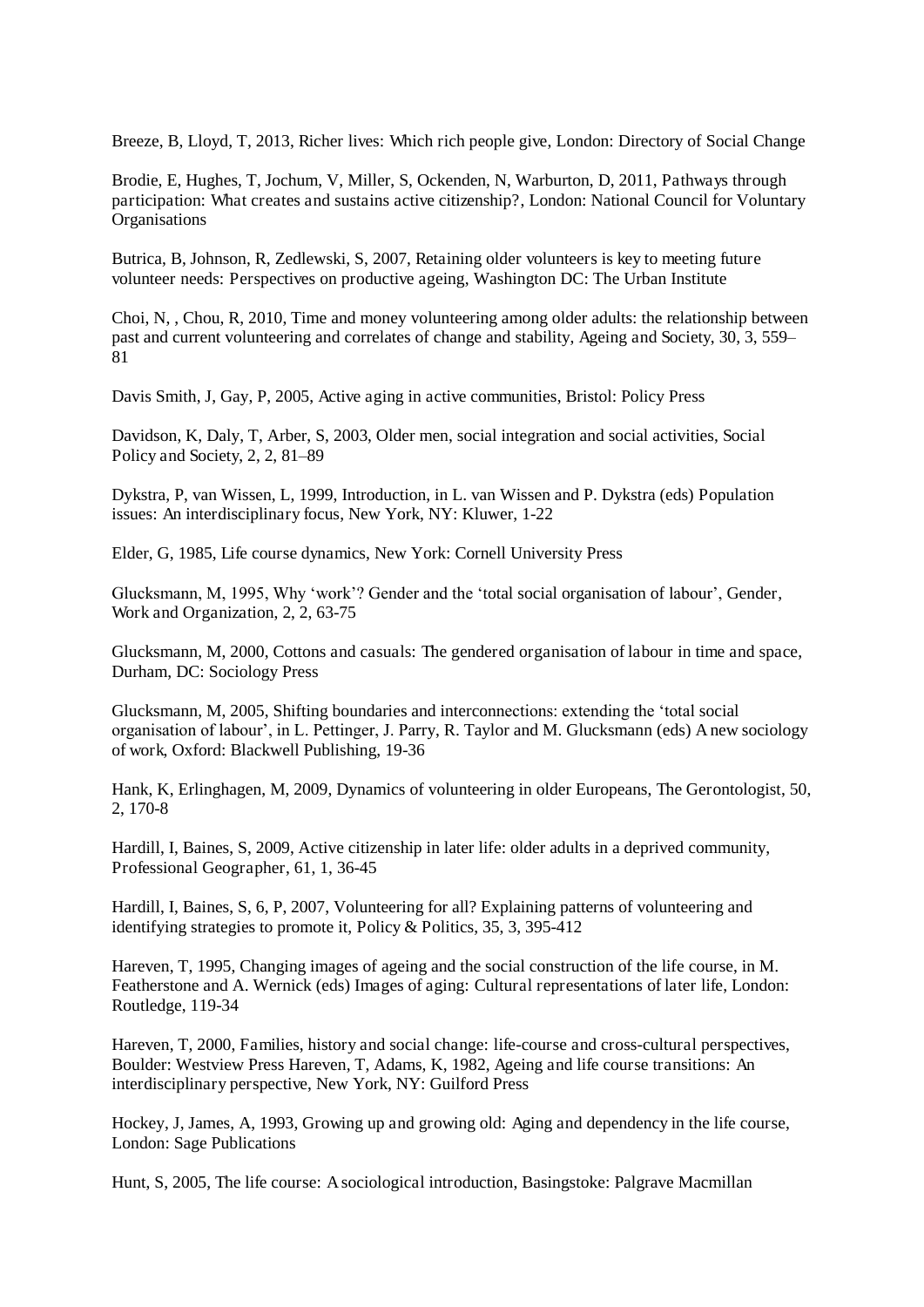Breeze, B, Lloyd, T, 2013, Richer lives: Which rich people give, London: Directory of Social Change

Brodie, E, Hughes, T, Jochum, V, Miller, S, Ockenden, N, Warburton, D, 2011, Pathways through participation: What creates and sustains active citizenship?, London: National Council for Voluntary Organisations

Butrica, B, Johnson, R, Zedlewski, S, 2007, Retaining older volunteers is key to meeting future volunteer needs: Perspectives on productive ageing, Washington DC: The Urban Institute

Choi, N, , Chou, R, 2010, Time and money volunteering among older adults: the relationship between past and current volunteering and correlates of change and stability, Ageing and Society, 30, 3, 559–81

Davis Smith, J, Gay, P, 2005, Active aging in active communities, Bristol: Policy Press

Davidson, K, Daly, T, Arber, S, 2003, Older men, social integration and social activities, Social Policy and Society, 2, 2, 81–89

Dykstra, P, van Wissen, L, 1999, Introduction, in L. van Wissen and P. Dykstra (eds) Population issues: An interdisciplinary focus, New York, NY: Kluwer, 1-22

Elder, G, 1985, Life course dynamics, New York: Cornell University Press

Glucksmann, M, 1995, Why 'work'? Gender and the 'total social organisation of labour', Gender, Work and Organization, 2, 2, 63-75

Glucksmann, M, 2000, Cottons and casuals: The gendered organisation of labour in time and space, Durham, DC: Sociology Press

Glucksmann, M, 2005, Shifting boundaries and interconnections: extending the 'total social organisation of labour', in L. Pettinger, J. Parry, R. Taylor and M. Glucksmann (eds) A new sociology of work, Oxford: Blackwell Publishing, 19-36

Hank, K, Erlinghagen, M, 2009, Dynamics of volunteering in older Europeans, The Gerontologist, 50, 2, 170-8

Hardill, I, Baines, S, 2009, Active citizenship in later life: older adults in a deprived community, Professional Geographer, 61, 1, 36-45

Hardill, I, Baines, S, 6, P, 2007, Volunteering for all? Explaining patterns of volunteering and identifying strategies to promote it, Policy & Politics, 35, 3, 395-412

Hareven, T, 1995, Changing images of ageing and the social construction of the life course, in M. Featherstone and A. Wernick (eds) Images of aging: Cultural representations of later life, London: Routledge, 119-34

Hareven, T, 2000, Families, history and social change: life-course and cross-cultural perspectives, Boulder: Westview Press Hareven, T, Adams, K, 1982, Ageing and life course transitions: An interdisciplinary perspective, New York, NY: Guilford Press

Hockey, J, James, A, 1993, Growing up and growing old: Aging and dependency in the life course, London: Sage Publications

Hunt, S, 2005, The life course: A sociological introduction, Basingstoke: Palgrave Macmillan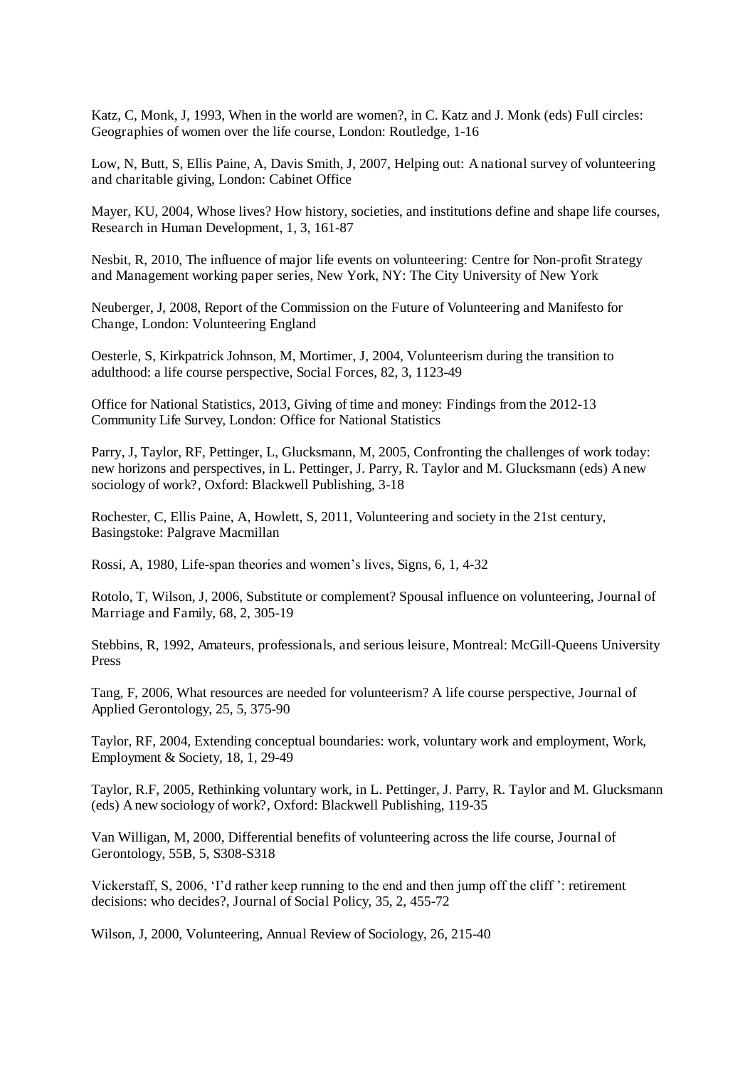Katz, C, Monk, J, 1993, When in the world are women?, in C. Katz and J. Monk (eds) Full circles: Geographies of women over the life course, London: Routledge, 1-16

Low, N, Butt, S, Ellis Paine, A, Davis Smith, J, 2007, Helping out: A national survey of volunteering and charitable giving, London: Cabinet Office

Mayer, KU, 2004, Whose lives? How history, societies, and institutions define and shape life courses, Research in Human Development, 1, 3, 161-87

Nesbit, R, 2010, The influence of major life events on volunteering: Centre for Non-profit Strategy and Management working paper series, New York, NY: The City University of New York

Neuberger, J, 2008, Report of the Commission on the Future of Volunteering and Manifesto for Change, London: Volunteering England

Oesterle, S, Kirkpatrick Johnson, M, Mortimer, J, 2004, Volunteerism during the transition to adulthood: a life course perspective, Social Forces, 82, 3, 1123-49

Office for National Statistics, 2013, Giving of time and money: Findings from the 2012-13 Community Life Survey, London: Office for National Statistics

Parry, J, Taylor, RF, Pettinger, L, Glucksmann, M, 2005, Confronting the challenges of work today: new horizons and perspectives, in L. Pettinger, J. Parry, R. Taylor and M. Glucksmann (eds) A new sociology of work?, Oxford: Blackwell Publishing, 3-18

Rochester, C, Ellis Paine, A, Howlett, S, 2011, Volunteering and society in the 21st century, Basingstoke: Palgrave Macmillan

Rossi, A, 1980, Life-span theories and women's lives, Signs, 6, 1, 4-32

Rotolo, T, Wilson, J, 2006, Substitute or complement? Spousal influence on volunteering, Journal of Marriage and Family, 68, 2, 305-19

Stebbins, R, 1992, Amateurs, professionals, and serious leisure, Montreal: McGill-Queens University Press

Tang, F, 2006, What resources are needed for volunteerism? A life course perspective, Journal of Applied Gerontology, 25, 5, 375-90

Taylor, RF, 2004, Extending conceptual boundaries: work, voluntary work and employment, Work, Employment & Society, 18, 1, 29-49

Taylor, R.F, 2005, Rethinking voluntary work, in L. Pettinger, J. Parry, R. Taylor and M. Glucksmann (eds) A new sociology of work?, Oxford: Blackwell Publishing, 119-35

Van Willigan, M, 2000, Differential benefits of volunteering across the life course, Journal of Gerontology, 55B, 5, S308-S318

Vickerstaff, S, 2006, 'I'd rather keep running to the end and then jump off the cliff ': retirement decisions: who decides?, Journal of Social Policy, 35, 2, 455-72

Wilson, J, 2000, Volunteering, Annual Review of Sociology, 26, 215-40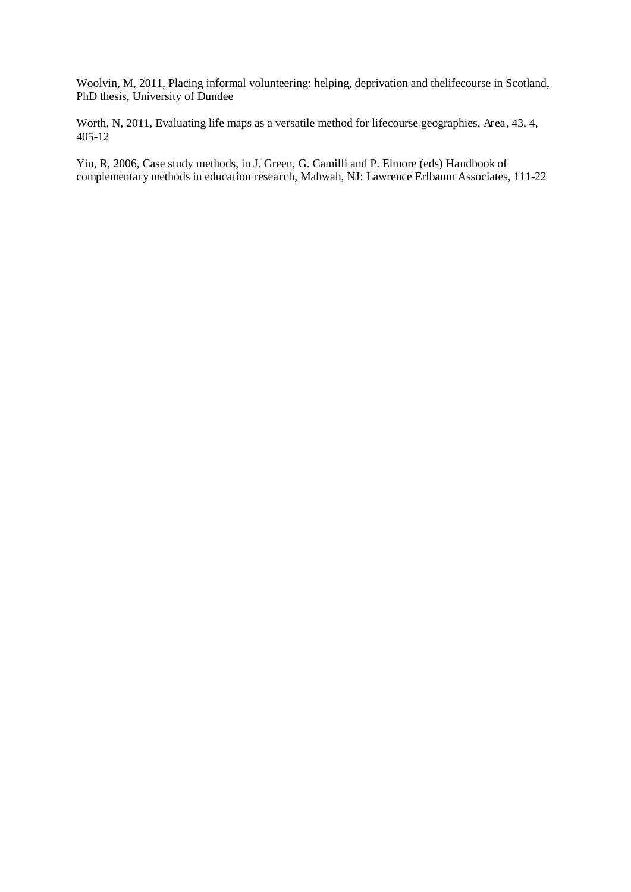Woolvin, M, 2011, Placing informal volunteering: helping, deprivation and thelifecourse in Scotland, PhD thesis, University of Dundee

Worth, N, 2011, Evaluating life maps as a versatile method for lifecourse geographies, Area, 43, 4, 405-12

Yin, R, 2006, Case study methods, in J. Green, G. Camilli and P. Elmore (eds) Handbook of complementary methods in education research, Mahwah, NJ: Lawrence Erlbaum Associates, 111-22